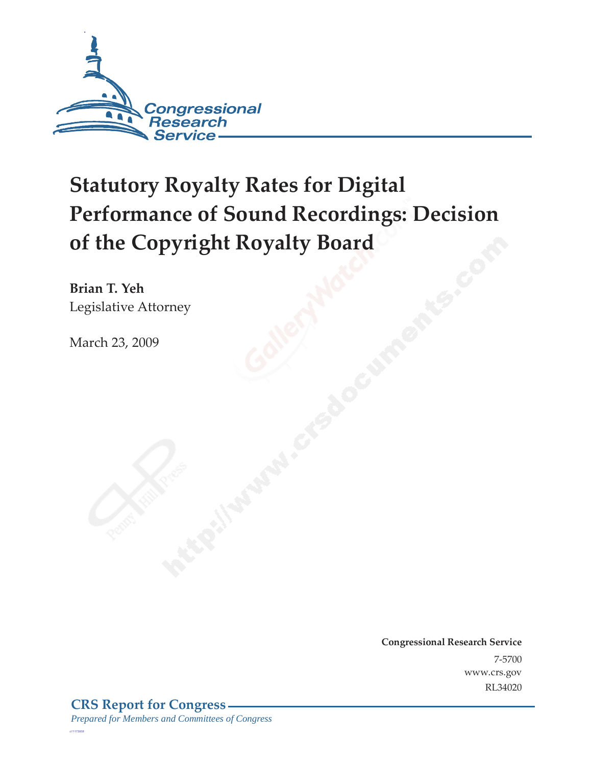Congressional Research Service

# Statutory Royalty Rates for Digital Performance of Sound Recordings: Decision of the Copyright Royalty Board

**Brian T. Yeh**
Legislative Attorney

March 23, 2009

**Congressional Research Service**
7-5700
www.crs.gov
RL34020

**CRS Report for Congress**
*Prepared for Members and Committees of Congress*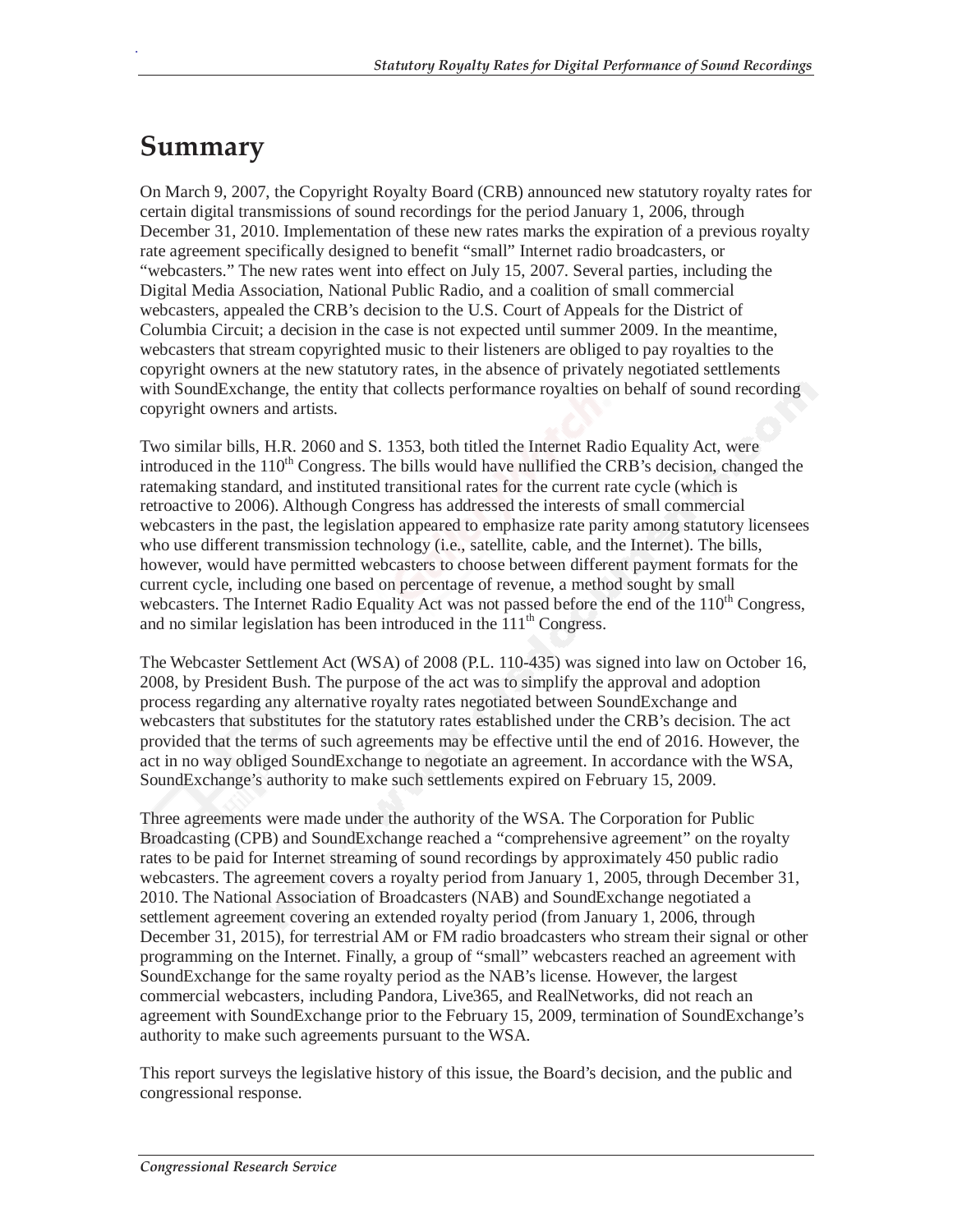# Summary

On March 9, 2007, the Copyright Royalty Board (CRB) announced new statutory royalty rates for certain digital transmissions of sound recordings for the period January 1, 2006, through December 31, 2010. Implementation of these new rates marks the expiration of a previous royalty rate agreement specifically designed to benefit "small" Internet radio broadcasters, or "webcasters." The new rates went into effect on July 15, 2007. Several parties, including the Digital Media Association, National Public Radio, and a coalition of small commercial webcasters, appealed the CRB's decision to the U.S. Court of Appeals for the District of Columbia Circuit; a decision in the case is not expected until summer 2009. In the meantime, webcasters that stream copyrighted music to their listeners are obliged to pay royalties to the copyright owners at the new statutory rates, in the absence of privately negotiated settlements with SoundExchange, the entity that collects performance royalties on behalf of sound recording copyright owners and artists.

Two similar bills, H.R. 2060 and S. 1353, both titled the Internet Radio Equality Act, were introduced in the 110th Congress. The bills would have nullified the CRB's decision, changed the ratemaking standard, and instituted transitional rates for the current rate cycle (which is retroactive to 2006). Although Congress has addressed the interests of small commercial webcasters in the past, the legislation appeared to emphasize rate parity among statutory licensees who use different transmission technology (i.e., satellite, cable, and the Internet). The bills, however, would have permitted webcasters to choose between different payment formats for the current cycle, including one based on percentage of revenue, a method sought by small webcasters. The Internet Radio Equality Act was not passed before the end of the 110th Congress, and no similar legislation has been introduced in the 111th Congress.

The Webcaster Settlement Act (WSA) of 2008 (P.L. 110-435) was signed into law on October 16, 2008, by President Bush. The purpose of the act was to simplify the approval and adoption process regarding any alternative royalty rates negotiated between SoundExchange and webcasters that substitutes for the statutory rates established under the CRB's decision. The act provided that the terms of such agreements may be effective until the end of 2016. However, the act in no way obliged SoundExchange to negotiate an agreement. In accordance with the WSA, SoundExchange's authority to make such settlements expired on February 15, 2009.

Three agreements were made under the authority of the WSA. The Corporation for Public Broadcasting (CPB) and SoundExchange reached a "comprehensive agreement" on the royalty rates to be paid for Internet streaming of sound recordings by approximately 450 public radio webcasters. The agreement covers a royalty period from January 1, 2005, through December 31, 2010. The National Association of Broadcasters (NAB) and SoundExchange negotiated a settlement agreement covering an extended royalty period (from January 1, 2006, through December 31, 2015), for terrestrial AM or FM radio broadcasters who stream their signal or other programming on the Internet. Finally, a group of "small" webcasters reached an agreement with SoundExchange for the same royalty period as the NAB's license. However, the largest commercial webcasters, including Pandora, Live365, and RealNetworks, did not reach an agreement with SoundExchange prior to the February 15, 2009, termination of SoundExchange's authority to make such agreements pursuant to the WSA.

This report surveys the legislative history of this issue, the Board's decision, and the public and congressional response.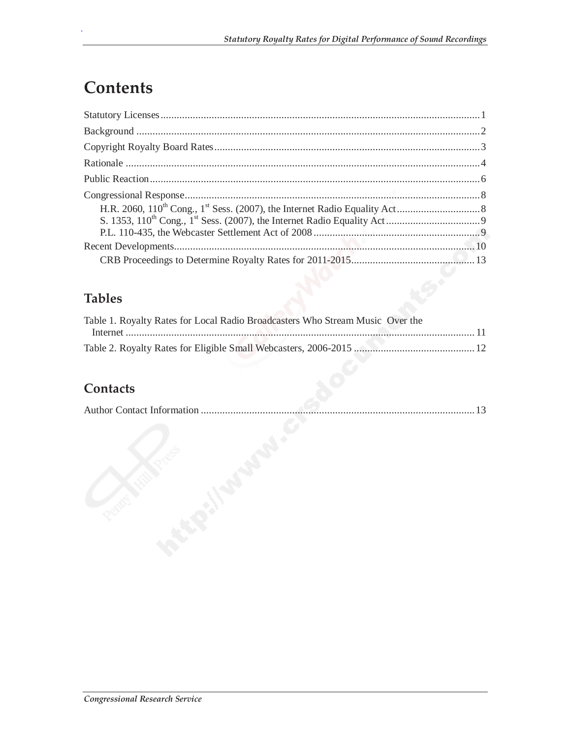# Contents

Statutory Licenses ........................................................................................................................ 1

Background ................................................................................................................................ 2

Copyright Royalty Board Rates ................................................................................................... 3

Rationale .................................................................................................................................... 4

Public Reaction ........................................................................................................................... 6

Congressional Response .............................................................................................................. 8

- H.R. 2060, 110th Cong., 1st Sess. (2007), the Internet Radio Equality Act ................................ 8
- S. 1353, 110th Cong., 1st Sess. (2007), the Internet Radio Equality Act .................................... 9
- P.L. 110-435, the Webcaster Settlement Act of 2008 ............................................................... 9

Recent Developments ................................................................................................................ 10

- CRB Proceedings to Determine Royalty Rates for 2011-2015 ................................................ 13

## Tables

Table 1. Royalty Rates for Local Radio Broadcasters Who Stream Music Over the Internet ................................................................................................................................... 11

Table 2. Royalty Rates for Eligible Small Webcasters, 2006-2015 .............................................. 12

## Contacts

Author Contact Information ....................................................................................................... 13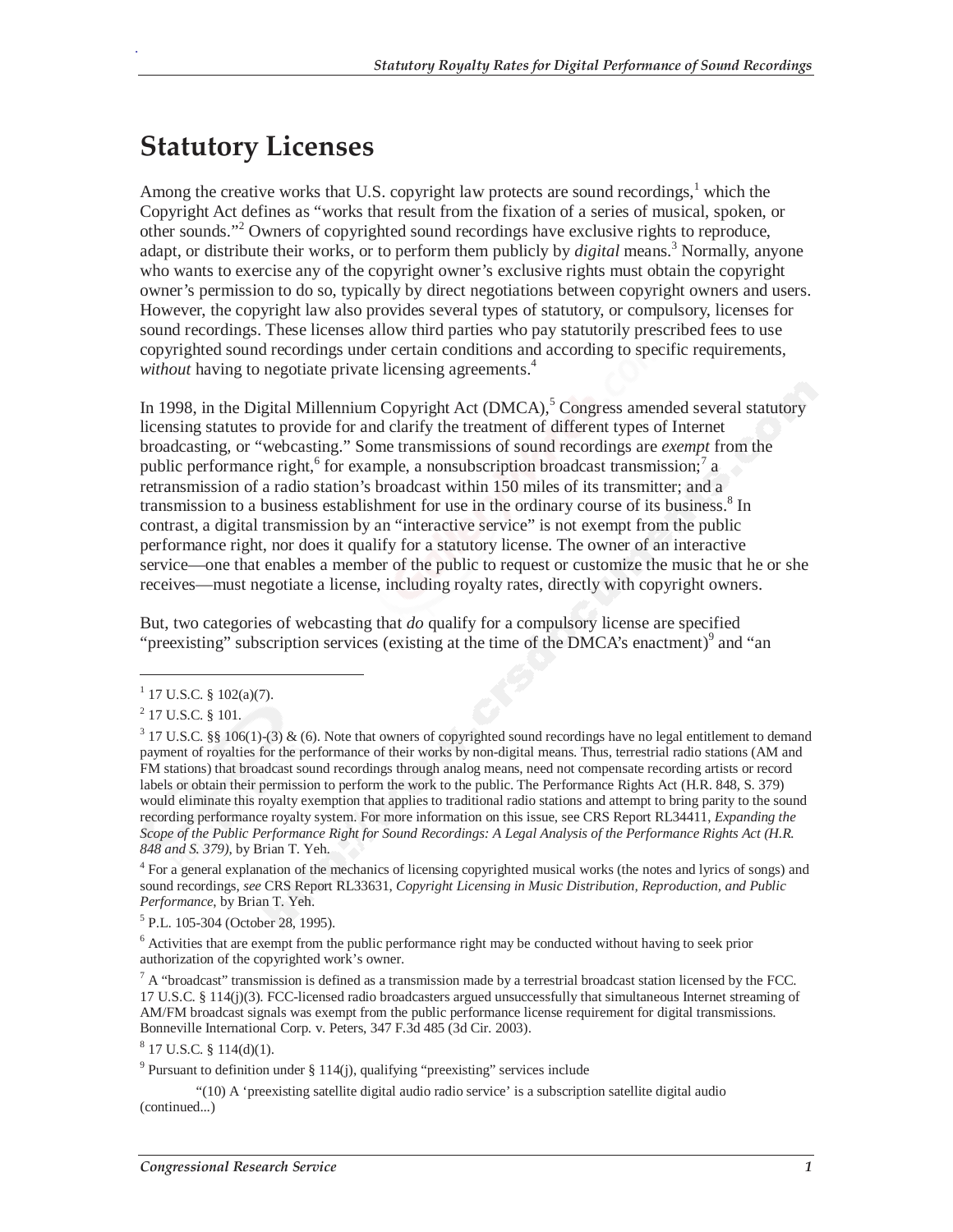# Statutory Licenses

Among the creative works that U.S. copyright law protects are sound recordings,[1] which the Copyright Act defines as "works that result from the fixation of a series of musical, spoken, or other sounds."[2] Owners of copyrighted sound recordings have exclusive rights to reproduce, adapt, or distribute their works, or to perform them publicly by *digital* means.[3] Normally, anyone who wants to exercise any of the copyright owner's exclusive rights must obtain the copyright owner's permission to do so, typically by direct negotiations between copyright owners and users. However, the copyright law also provides several types of statutory, or compulsory, licenses for sound recordings. These licenses allow third parties who pay statutorily prescribed fees to use copyrighted sound recordings under certain conditions and according to specific requirements, *without* having to negotiate private licensing agreements.[4]

In 1998, in the Digital Millennium Copyright Act (DMCA),[5] Congress amended several statutory licensing statutes to provide for and clarify the treatment of different types of Internet broadcasting, or "webcasting." Some transmissions of sound recordings are *exempt* from the public performance right,[6] for example, a nonsubscription broadcast transmission;[7] a retransmission of a radio station's broadcast within 150 miles of its transmitter; and a transmission to a business establishment for use in the ordinary course of its business.[8] In contrast, a digital transmission by an "interactive service" is not exempt from the public performance right, nor does it qualify for a statutory license. The owner of an interactive service—one that enables a member of the public to request or customize the music that he or she receives—must negotiate a license, including royalty rates, directly with copyright owners.

But, two categories of webcasting that *do* qualify for a compulsory license are specified "preexisting" subscription services (existing at the time of the DMCA's enactment)[9] and "an

---

[1] 17 U.S.C. § 102(a)(7).

[2] 17 U.S.C. § 101.

[3] 17 U.S.C. §§ 106(1)-(3) & (6). Note that owners of copyrighted sound recordings have no legal entitlement to demand payment of royalties for the performance of their works by non-digital means. Thus, terrestrial radio stations (AM and FM stations) that broadcast sound recordings through analog means, need not compensate recording artists or record labels or obtain their permission to perform the work to the public. The Performance Rights Act (H.R. 848, S. 379) would eliminate this royalty exemption that applies to traditional radio stations and attempt to bring parity to the sound recording performance royalty system. For more information on this issue, see CRS Report RL34411, *Expanding the Scope of the Public Performance Right for Sound Recordings: A Legal Analysis of the Performance Rights Act (H.R. 848 and S. 379)*, by Brian T. Yeh.

[4] For a general explanation of the mechanics of licensing copyrighted musical works (the notes and lyrics of songs) and sound recordings, *see* CRS Report RL33631, *Copyright Licensing in Music Distribution, Reproduction, and Public Performance*, by Brian T. Yeh.

[5] P.L. 105-304 (October 28, 1995).

[6] Activities that are exempt from the public performance right may be conducted without having to seek prior authorization of the copyrighted work's owner.

[7] A "broadcast" transmission is defined as a transmission made by a terrestrial broadcast station licensed by the FCC. 17 U.S.C. § 114(j)(3). FCC-licensed radio broadcasters argued unsuccessfully that simultaneous Internet streaming of AM/FM broadcast signals was exempt from the public performance license requirement for digital transmissions. Bonneville International Corp. v. Peters, 347 F.3d 485 (3d Cir. 2003).

[8] 17 U.S.C. § 114(d)(1).

[9] Pursuant to definition under § 114(j), qualifying "preexisting" services include

"(10) A 'preexisting satellite digital audio radio service' is a subscription satellite digital audio (continued...)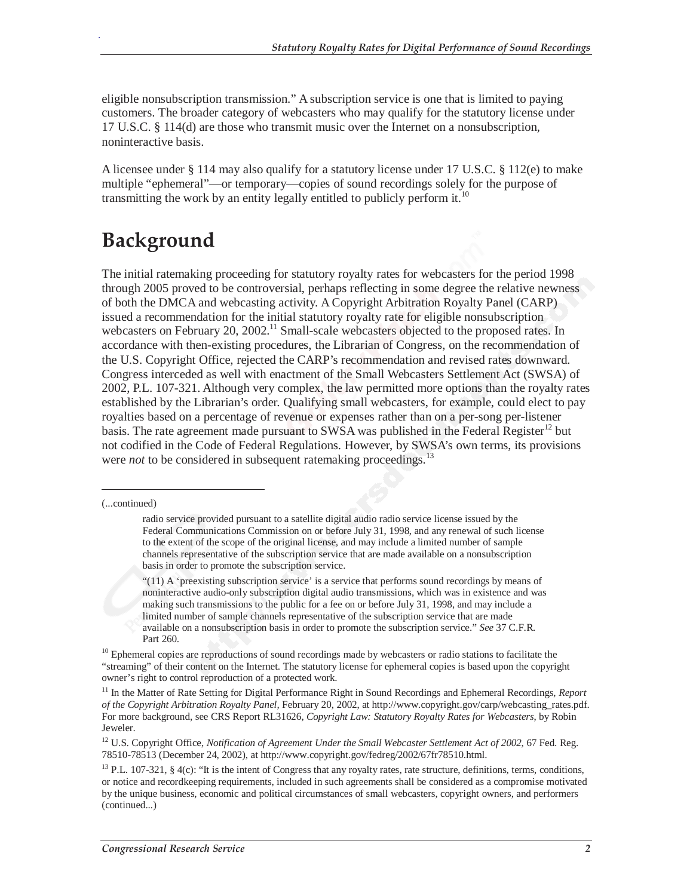eligible nonsubscription transmission." A subscription service is one that is limited to paying customers. The broader category of webcasters who may qualify for the statutory license under 17 U.S.C. § 114(d) are those who transmit music over the Internet on a nonsubscription, noninteractive basis.

A licensee under § 114 may also qualify for a statutory license under 17 U.S.C. § 112(e) to make multiple "ephemeral"—or temporary—copies of sound recordings solely for the purpose of transmitting the work by an entity legally entitled to publicly perform it.[10]

## Background

The initial ratemaking proceeding for statutory royalty rates for webcasters for the period 1998 through 2005 proved to be controversial, perhaps reflecting in some degree the relative newness of both the DMCA and webcasting activity. A Copyright Arbitration Royalty Panel (CARP) issued a recommendation for the initial statutory royalty rate for eligible nonsubscription webcasters on February 20, 2002.[11] Small-scale webcasters objected to the proposed rates. In accordance with then-existing procedures, the Librarian of Congress, on the recommendation of the U.S. Copyright Office, rejected the CARP's recommendation and revised rates downward. Congress interceded as well with enactment of the Small Webcasters Settlement Act (SWSA) of 2002, P.L. 107-321. Although very complex, the law permitted more options than the royalty rates established by the Librarian's order. Qualifying small webcasters, for example, could elect to pay royalties based on a percentage of revenue or expenses rather than on a per-song per-listener basis. The rate agreement made pursuant to SWSA was published in the Federal Register[12] but not codified in the Code of Federal Regulations. However, by SWSA's own terms, its provisions were *not* to be considered in subsequent ratemaking proceedings.[13]

---

(...continued)

> radio service provided pursuant to a satellite digital audio radio service license issued by the Federal Communications Commission on or before July 31, 1998, and any renewal of such license to the extent of the scope of the original license, and may include a limited number of sample channels representative of the subscription service that are made available on a nonsubscription basis in order to promote the subscription service.
>
> "(11) A 'preexisting subscription service' is a service that performs sound recordings by means of noninteractive audio-only subscription digital audio transmissions, which was in existence and was making such transmissions to the public for a fee on or before July 31, 1998, and may include a limited number of sample channels representative of the subscription service that are made available on a nonsubscription basis in order to promote the subscription service." *See* 37 C.F.R. Part 260.

[10] Ephemeral copies are reproductions of sound recordings made by webcasters or radio stations to facilitate the "streaming" of their content on the Internet. The statutory license for ephemeral copies is based upon the copyright owner's right to control reproduction of a protected work.

[11] In the Matter of Rate Setting for Digital Performance Right in Sound Recordings and Ephemeral Recordings, *Report of the Copyright Arbitration Royalty Panel*, February 20, 2002, at http://www.copyright.gov/carp/webcasting_rates.pdf. For more background, see CRS Report RL31626, *Copyright Law: Statutory Royalty Rates for Webcasters*, by Robin Jeweler.

[12] U.S. Copyright Office, *Notification of Agreement Under the Small Webcaster Settlement Act of 2002*, 67 Fed. Reg. 78510-78513 (December 24, 2002), at http://www.copyright.gov/fedreg/2002/67fr78510.html.

[13] P.L. 107-321, § 4(c): "It is the intent of Congress that any royalty rates, rate structure, definitions, terms, conditions, or notice and recordkeeping requirements, included in such agreements shall be considered as a compromise motivated by the unique business, economic and political circumstances of small webcasters, copyright owners, and performers (continued...)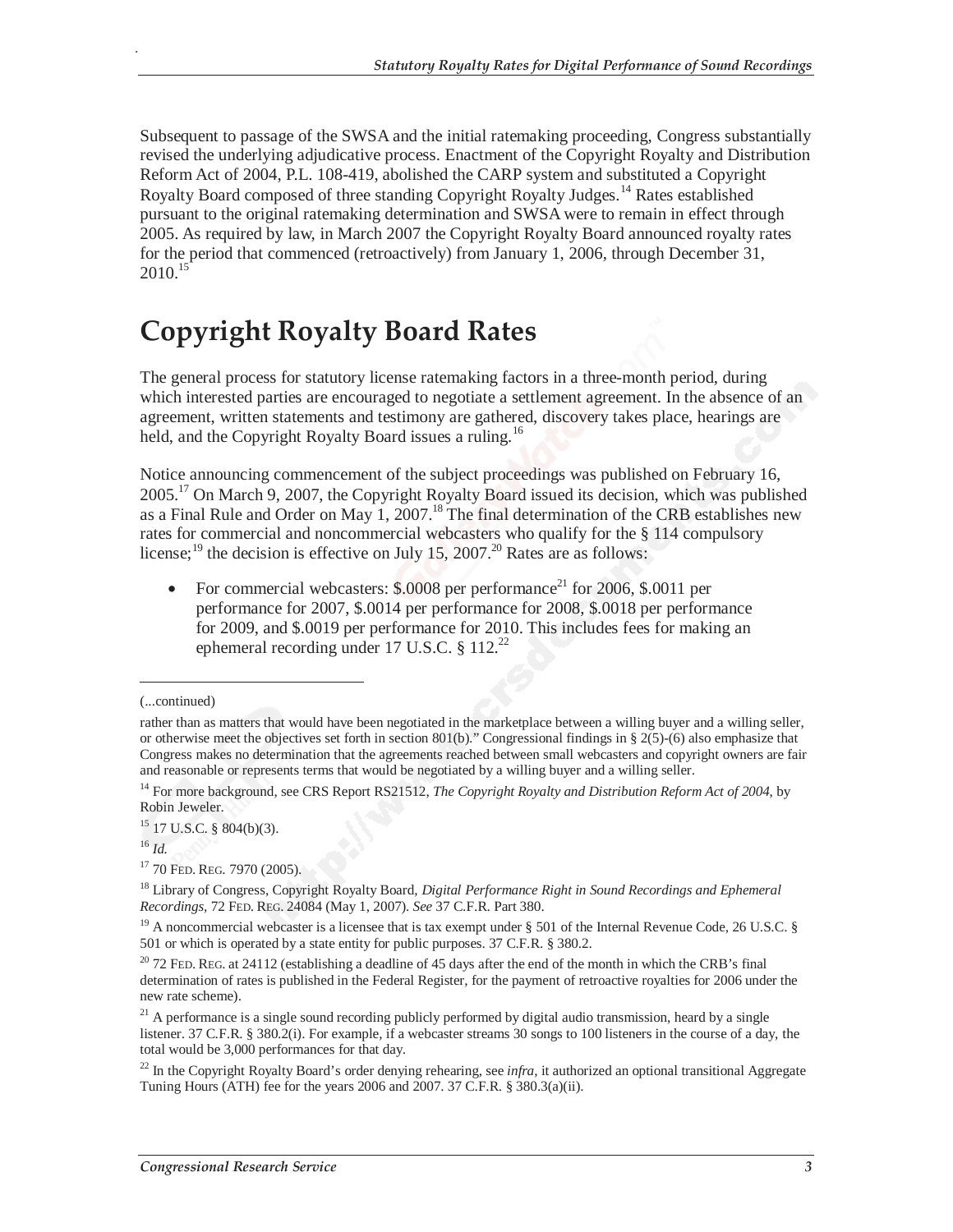Subsequent to passage of the SWSA and the initial ratemaking proceeding, Congress substantially revised the underlying adjudicative process. Enactment of the Copyright Royalty and Distribution Reform Act of 2004, P.L. 108-419, abolished the CARP system and substituted a Copyright Royalty Board composed of three standing Copyright Royalty Judges.[14] Rates established pursuant to the original ratemaking determination and SWSA were to remain in effect through 2005. As required by law, in March 2007 the Copyright Royalty Board announced royalty rates for the period that commenced (retroactively) from January 1, 2006, through December 31, 2010.[15]

# Copyright Royalty Board Rates

The general process for statutory license ratemaking factors in a three-month period, during which interested parties are encouraged to negotiate a settlement agreement. In the absence of an agreement, written statements and testimony are gathered, discovery takes place, hearings are held, and the Copyright Royalty Board issues a ruling.[16]

Notice announcing commencement of the subject proceedings was published on February 16, 2005.[17] On March 9, 2007, the Copyright Royalty Board issued its decision, which was published as a Final Rule and Order on May 1, 2007.[18] The final determination of the CRB establishes new rates for commercial and noncommercial webcasters who qualify for the § 114 compulsory license;[19] the decision is effective on July 15, 2007.[20] Rates are as follows:

- For commercial webcasters: $.0008 per performance[21] for 2006, $.0011 per performance for 2007, $.0014 per performance for 2008, $.0018 per performance for 2009, and $.0019 per performance for 2010. This includes fees for making an ephemeral recording under 17 U.S.C. § 112.[22]

---

(...continued)

rather than as matters that would have been negotiated in the marketplace between a willing buyer and a willing seller, or otherwise meet the objectives set forth in section 801(b)." Congressional findings in § 2(5)-(6) also emphasize that Congress makes no determination that the agreements reached between small webcasters and copyright owners are fair and reasonable or represents terms that would be negotiated by a willing buyer and a willing seller.

[14] For more background, see CRS Report RS21512, *The Copyright Royalty and Distribution Reform Act of 2004*, by Robin Jeweler.

[15] 17 U.S.C. § 804(b)(3).

[16] *Id.*

[17] 70 FED. REG. 7970 (2005).

[18] Library of Congress, Copyright Royalty Board, *Digital Performance Right in Sound Recordings and Ephemeral Recordings*, 72 FED. REG. 24084 (May 1, 2007). *See* 37 C.F.R. Part 380.

[19] A noncommercial webcaster is a licensee that is tax exempt under § 501 of the Internal Revenue Code, 26 U.S.C. § 501 or which is operated by a state entity for public purposes. 37 C.F.R. § 380.2.

[20] 72 FED. REG. at 24112 (establishing a deadline of 45 days after the end of the month in which the CRB's final determination of rates is published in the Federal Register, for the payment of retroactive royalties for 2006 under the new rate scheme).

[21] A performance is a single sound recording publicly performed by digital audio transmission, heard by a single listener. 37 C.F.R. § 380.2(i). For example, if a webcaster streams 30 songs to 100 listeners in the course of a day, the total would be 3,000 performances for that day.

[22] In the Copyright Royalty Board's order denying rehearing, see *infra*, it authorized an optional transitional Aggregate Tuning Hours (ATH) fee for the years 2006 and 2007. 37 C.F.R. § 380.3(a)(ii).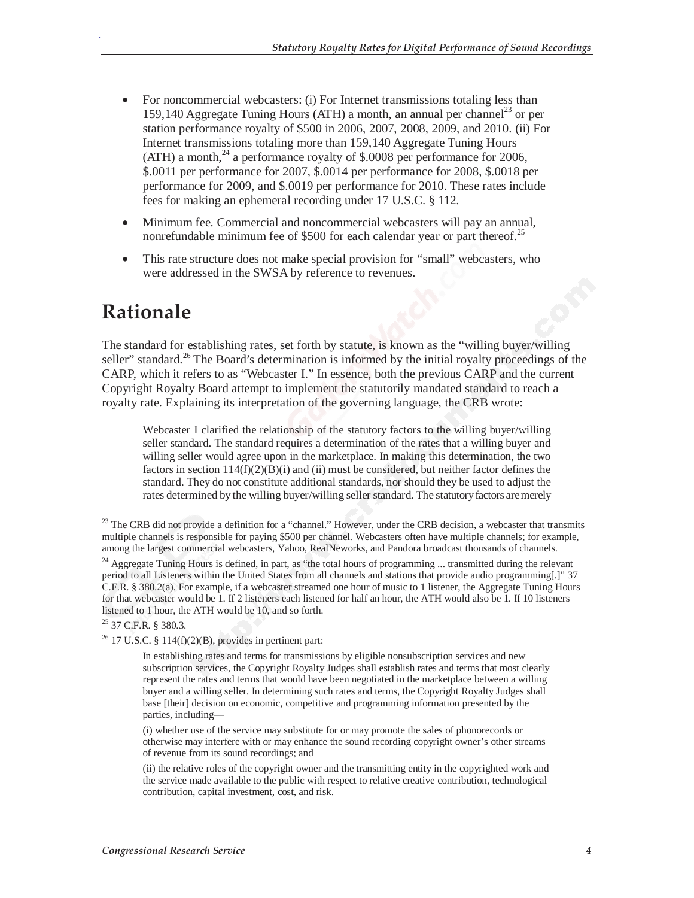- For noncommercial webcasters: (i) For Internet transmissions totaling less than 159,140 Aggregate Tuning Hours (ATH) a month, an annual per channel[23] or per station performance royalty of $500 in 2006, 2007, 2008, 2009, and 2010. (ii) For Internet transmissions totaling more than 159,140 Aggregate Tuning Hours (ATH) a month,[24] a performance royalty of $.0008 per performance for 2006, $.0011 per performance for 2007, $.0014 per performance for 2008, $.0018 per performance for 2009, and $.0019 per performance for 2010. These rates include fees for making an ephemeral recording under 17 U.S.C. § 112.
- Minimum fee. Commercial and noncommercial webcasters will pay an annual, nonrefundable minimum fee of $500 for each calendar year or part thereof.[25]
- This rate structure does not make special provision for "small" webcasters, who were addressed in the SWSA by reference to revenues.

# Rationale

The standard for establishing rates, set forth by statute, is known as the "willing buyer/willing seller" standard.[26] The Board's determination is informed by the initial royalty proceedings of the CARP, which it refers to as "Webcaster I." In essence, both the previous CARP and the current Copyright Royalty Board attempt to implement the statutorily mandated standard to reach a royalty rate. Explaining its interpretation of the governing language, the CRB wrote:

> Webcaster I clarified the relationship of the statutory factors to the willing buyer/willing seller standard. The standard requires a determination of the rates that a willing buyer and willing seller would agree upon in the marketplace. In making this determination, the two factors in section 114(f)(2)(B)(i) and (ii) must be considered, but neither factor defines the standard. They do not constitute additional standards, nor should they be used to adjust the rates determined by the willing buyer/willing seller standard. The statutory factors are merely

---

[23] The CRB did not provide a definition for a "channel." However, under the CRB decision, a webcaster that transmits multiple channels is responsible for paying $500 per channel. Webcasters often have multiple channels; for example, among the largest commercial webcasters, Yahoo, RealNeworks, and Pandora broadcast thousands of channels.

[24] Aggregate Tuning Hours is defined, in part, as "the total hours of programming ... transmitted during the relevant period to all Listeners within the United States from all channels and stations that provide audio programming[.]" 37 C.F.R. § 380.2(a). For example, if a webcaster streamed one hour of music to 1 listener, the Aggregate Tuning Hours for that webcaster would be 1. If 2 listeners each listened for half an hour, the ATH would also be 1. If 10 listeners listened to 1 hour, the ATH would be 10, and so forth.

[25] 37 C.F.R. § 380.3.

[26] 17 U.S.C. § 114(f)(2)(B), provides in pertinent part:

> In establishing rates and terms for transmissions by eligible nonsubscription services and new subscription services, the Copyright Royalty Judges shall establish rates and terms that most clearly represent the rates and terms that would have been negotiated in the marketplace between a willing buyer and a willing seller. In determining such rates and terms, the Copyright Royalty Judges shall base [their] decision on economic, competitive and programming information presented by the parties, including—
>
> (i) whether use of the service may substitute for or may promote the sales of phonorecords or otherwise may interfere with or may enhance the sound recording copyright owner's other streams of revenue from its sound recordings; and
>
> (ii) the relative roles of the copyright owner and the transmitting entity in the copyrighted work and the service made available to the public with respect to relative creative contribution, technological contribution, capital investment, cost, and risk.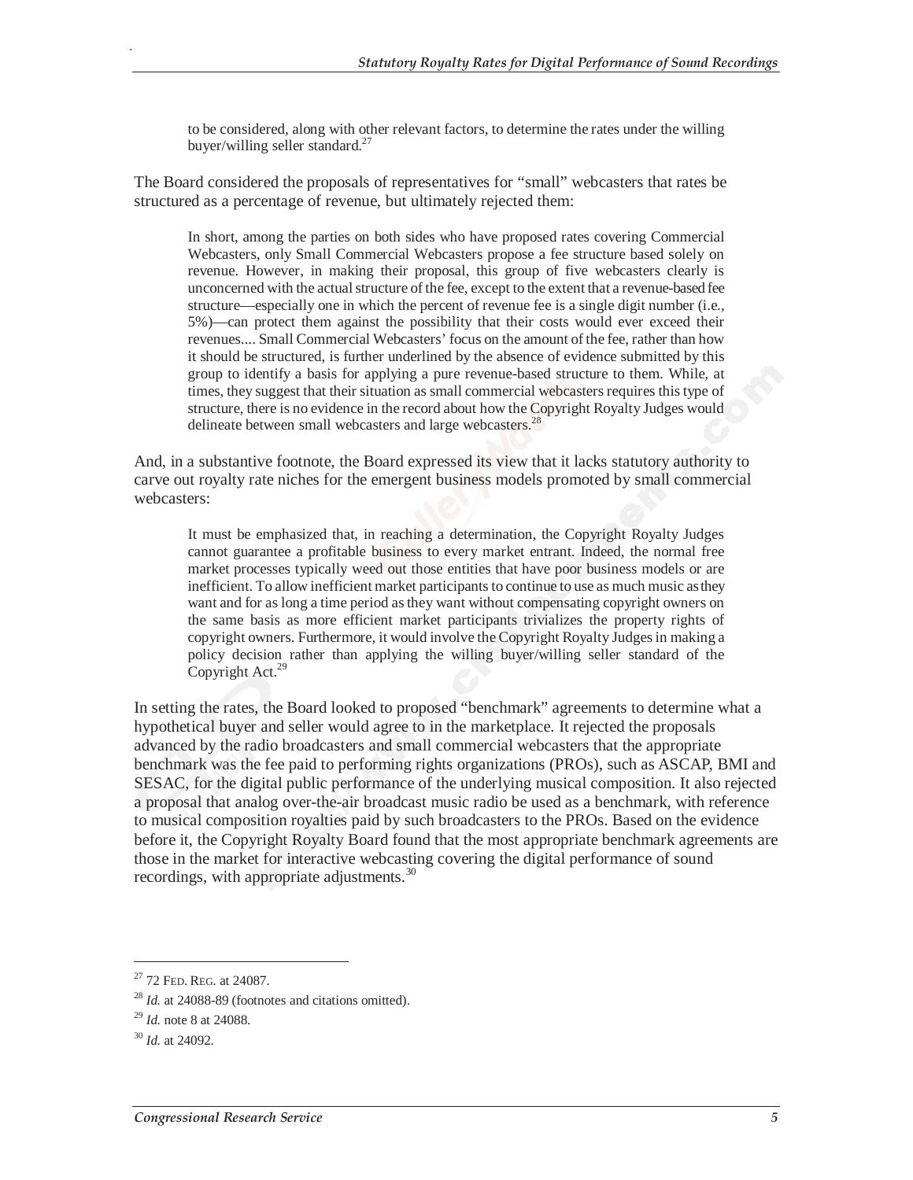> to be considered, along with other relevant factors, to determine the rates under the willing buyer/willing seller standard.[27]

The Board considered the proposals of representatives for "small" webcasters that rates be structured as a percentage of revenue, but ultimately rejected them:

> In short, among the parties on both sides who have proposed rates covering Commercial Webcasters, only Small Commercial Webcasters propose a fee structure based solely on revenue. However, in making their proposal, this group of five webcasters clearly is unconcerned with the actual structure of the fee, except to the extent that a revenue-based fee structure—especially one in which the percent of revenue fee is a single digit number (i.e., 5%)—can protect them against the possibility that their costs would ever exceed their revenues.... Small Commercial Webcasters' focus on the amount of the fee, rather than how it should be structured, is further underlined by the absence of evidence submitted by this group to identify a basis for applying a pure revenue-based structure to them. While, at times, they suggest that their situation as small commercial webcasters requires this type of structure, there is no evidence in the record about how the Copyright Royalty Judges would delineate between small webcasters and large webcasters.[28]

And, in a substantive footnote, the Board expressed its view that it lacks statutory authority to carve out royalty rate niches for the emergent business models promoted by small commercial webcasters:

> It must be emphasized that, in reaching a determination, the Copyright Royalty Judges cannot guarantee a profitable business to every market entrant. Indeed, the normal free market processes typically weed out those entities that have poor business models or are inefficient. To allow inefficient market participants to continue to use as much music as they want and for as long a time period as they want without compensating copyright owners on the same basis as more efficient market participants trivializes the property rights of copyright owners. Furthermore, it would involve the Copyright Royalty Judges in making a policy decision rather than applying the willing buyer/willing seller standard of the Copyright Act.[29]

In setting the rates, the Board looked to proposed "benchmark" agreements to determine what a hypothetical buyer and seller would agree to in the marketplace. It rejected the proposals advanced by the radio broadcasters and small commercial webcasters that the appropriate benchmark was the fee paid to performing rights organizations (PROs), such as ASCAP, BMI and SESAC, for the digital public performance of the underlying musical composition. It also rejected a proposal that analog over-the-air broadcast music radio be used as a benchmark, with reference to musical composition royalties paid by such broadcasters to the PROs. Based on the evidence before it, the Copyright Royalty Board found that the most appropriate benchmark agreements are those in the market for interactive webcasting covering the digital performance of sound recordings, with appropriate adjustments.[30]

---

[27] 72 FED. REG. at 24087.

[28] *Id.* at 24088-89 (footnotes and citations omitted).

[29] *Id.* note 8 at 24088.

[30] *Id.* at 24092.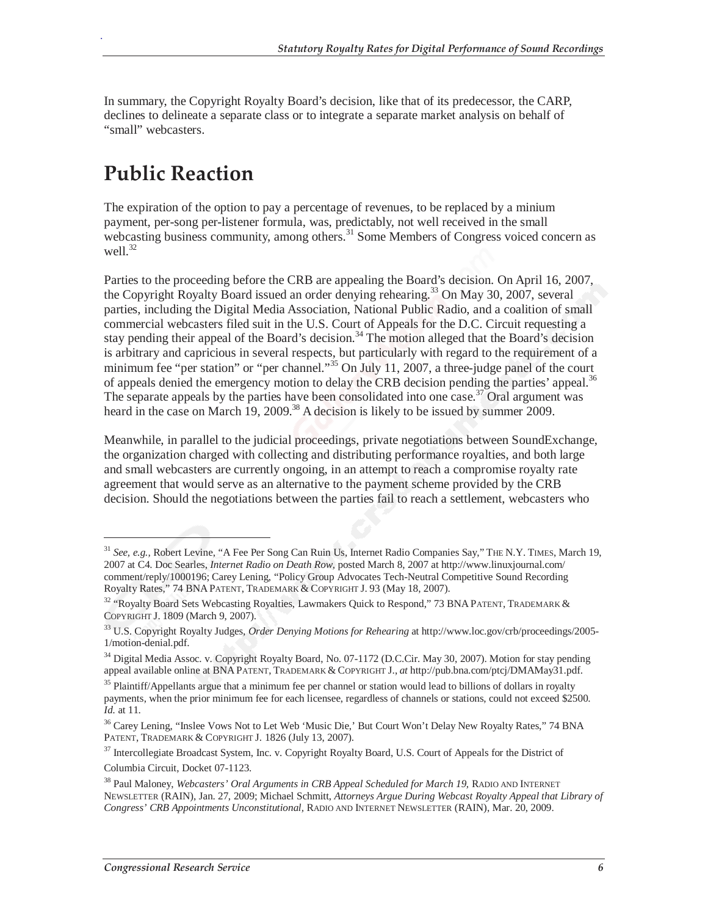In summary, the Copyright Royalty Board's decision, like that of its predecessor, the CARP, declines to delineate a separate class or to integrate a separate market analysis on behalf of "small" webcasters.

## Public Reaction

The expiration of the option to pay a percentage of revenues, to be replaced by a minium payment, per-song per-listener formula, was, predictably, not well received in the small webcasting business community, among others.[31] Some Members of Congress voiced concern as well.[32]

Parties to the proceeding before the CRB are appealing the Board's decision. On April 16, 2007, the Copyright Royalty Board issued an order denying rehearing.[33] On May 30, 2007, several parties, including the Digital Media Association, National Public Radio, and a coalition of small commercial webcasters filed suit in the U.S. Court of Appeals for the D.C. Circuit requesting a stay pending their appeal of the Board's decision.[34] The motion alleged that the Board's decision is arbitrary and capricious in several respects, but particularly with regard to the requirement of a minimum fee "per station" or "per channel."[35] On July 11, 2007, a three-judge panel of the court of appeals denied the emergency motion to delay the CRB decision pending the parties' appeal.[36] The separate appeals by the parties have been consolidated into one case.[37] Oral argument was heard in the case on March 19, 2009.[38] A decision is likely to be issued by summer 2009.

Meanwhile, in parallel to the judicial proceedings, private negotiations between SoundExchange, the organization charged with collecting and distributing performance royalties, and both large and small webcasters are currently ongoing, in an attempt to reach a compromise royalty rate agreement that would serve as an alternative to the payment scheme provided by the CRB decision. Should the negotiations between the parties fail to reach a settlement, webcasters who

---

[31] *See, e.g.,* Robert Levine, "A Fee Per Song Can Ruin Us, Internet Radio Companies Say," THE N.Y. TIMES, March 19, 2007 at C4. Doc Searles, *Internet Radio on Death Row,* posted March 8, 2007 at http://www.linuxjournal.com/comment/reply/1000196; Carey Lening, "Policy Group Advocates Tech-Neutral Competitive Sound Recording Royalty Rates," 74 BNA PATENT, TRADEMARK & COPYRIGHT J. 93 (May 18, 2007).

[32] "Royalty Board Sets Webcasting Royalties, Lawmakers Quick to Respond," 73 BNA PATENT, TRADEMARK & COPYRIGHT J. 1809 (March 9, 2007).

[33] U.S. Copyright Royalty Judges, *Order Denying Motions for Rehearing* at http://www.loc.gov/crb/proceedings/2005-1/motion-denial.pdf.

[34] Digital Media Assoc. v. Copyright Royalty Board, No. 07-1172 (D.C.Cir. May 30, 2007). Motion for stay pending appeal available online at BNA PATENT, TRADEMARK & COPYRIGHT J., *at* http://pub.bna.com/ptcj/DMAMay31.pdf.

[35] Plaintiff/Appellants argue that a minimum fee per channel or station would lead to billions of dollars in royalty payments, when the prior minimum fee for each licensee, regardless of channels or stations, could not exceed $2500. *Id.* at 11.

[36] Carey Lening, "Inslee Vows Not to Let Web 'Music Die,' But Court Won't Delay New Royalty Rates," 74 BNA PATENT, TRADEMARK & COPYRIGHT J. 1826 (July 13, 2007).

[37] Intercollegiate Broadcast System, Inc. v. Copyright Royalty Board, U.S. Court of Appeals for the District of Columbia Circuit, Docket 07-1123.

[38] Paul Maloney, *Webcasters' Oral Arguments in CRB Appeal Scheduled for March 19,* RADIO AND INTERNET NEWSLETTER (RAIN), Jan. 27, 2009; Michael Schmitt, *Attorneys Argue During Webcast Royalty Appeal that Library of Congress' CRB Appointments Unconstitutional,* RADIO AND INTERNET NEWSLETTER (RAIN), Mar. 20, 2009.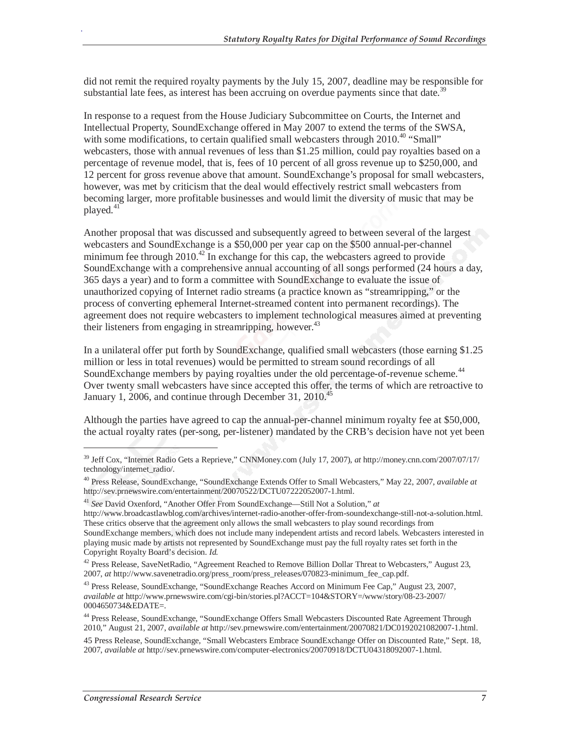did not remit the required royalty payments by the July 15, 2007, deadline may be responsible for substantial late fees, as interest has been accruing on overdue payments since that date.[39]

In response to a request from the House Judiciary Subcommittee on Courts, the Internet and Intellectual Property, SoundExchange offered in May 2007 to extend the terms of the SWSA, with some modifications, to certain qualified small webcasters through 2010.[40] "Small" webcasters, those with annual revenues of less than $1.25 million, could pay royalties based on a percentage of revenue model, that is, fees of 10 percent of all gross revenue up to $250,000, and 12 percent for gross revenue above that amount. SoundExchange's proposal for small webcasters, however, was met by criticism that the deal would effectively restrict small webcasters from becoming larger, more profitable businesses and would limit the diversity of music that may be played.[41]

Another proposal that was discussed and subsequently agreed to between several of the largest webcasters and SoundExchange is a $50,000 per year cap on the $500 annual-per-channel minimum fee through 2010.[42] In exchange for this cap, the webcasters agreed to provide SoundExchange with a comprehensive annual accounting of all songs performed (24 hours a day, 365 days a year) and to form a committee with SoundExchange to evaluate the issue of unauthorized copying of Internet radio streams (a practice known as "streamripping," or the process of converting ephemeral Internet-streamed content into permanent recordings). The agreement does not require webcasters to implement technological measures aimed at preventing their listeners from engaging in streamripping, however.[43]

In a unilateral offer put forth by SoundExchange, qualified small webcasters (those earning $1.25 million or less in total revenues) would be permitted to stream sound recordings of all SoundExchange members by paying royalties under the old percentage-of-revenue scheme.[44] Over twenty small webcasters have since accepted this offer, the terms of which are retroactive to January 1, 2006, and continue through December 31, 2010.[45]

Although the parties have agreed to cap the annual-per-channel minimum royalty fee at $50,000, the actual royalty rates (per-song, per-listener) mandated by the CRB's decision have not yet been

---

[39] Jeff Cox, "Internet Radio Gets a Reprieve," CNNMoney.com (July 17, 2007), *at* http://money.cnn.com/2007/07/17/technology/internet_radio/.

[40] Press Release, SoundExchange, "SoundExchange Extends Offer to Small Webcasters," May 22, 2007, *available at* http://sev.prnewswire.com/entertainment/20070522/DCTU07222052007-1.html.

[41] *See* David Oxenford, "Another Offer From SoundExchange—Still Not a Solution," *at* http://www.broadcastlawblog.com/archives/internet-radio-another-offer-from-soundexchange-still-not-a-solution.html. These critics observe that the agreement only allows the small webcasters to play sound recordings from SoundExchange members, which does not include many independent artists and record labels. Webcasters interested in playing music made by artists not represented by SoundExchange must pay the full royalty rates set forth in the Copyright Royalty Board's decision. *Id*.

[42] Press Release, SaveNetRadio, "Agreement Reached to Remove Billion Dollar Threat to Webcasters," August 23, 2007, *at* http://www.savenetradio.org/press_room/press_releases/070823-minimum_fee_cap.pdf.

[43] Press Release, SoundExchange, "SoundExchange Reaches Accord on Minimum Fee Cap," August 23, 2007, *available at* http://www.prnewswire.com/cgi-bin/stories.pl?ACCT=104&STORY=/www/story/08-23-2007/0004650734&EDATE=.

[44] Press Release, SoundExchange, "SoundExchange Offers Small Webcasters Discounted Rate Agreement Through 2010," August 21, 2007, *available at* http://sev.prnewswire.com/entertainment/20070821/DC0192021082007-1.html.

[45] Press Release, SoundExchange, "Small Webcasters Embrace SoundExchange Offer on Discounted Rate," Sept. 18, 2007, *available at* http://sev.prnewswire.com/computer-electronics/20070918/DCTU04318092007-1.html.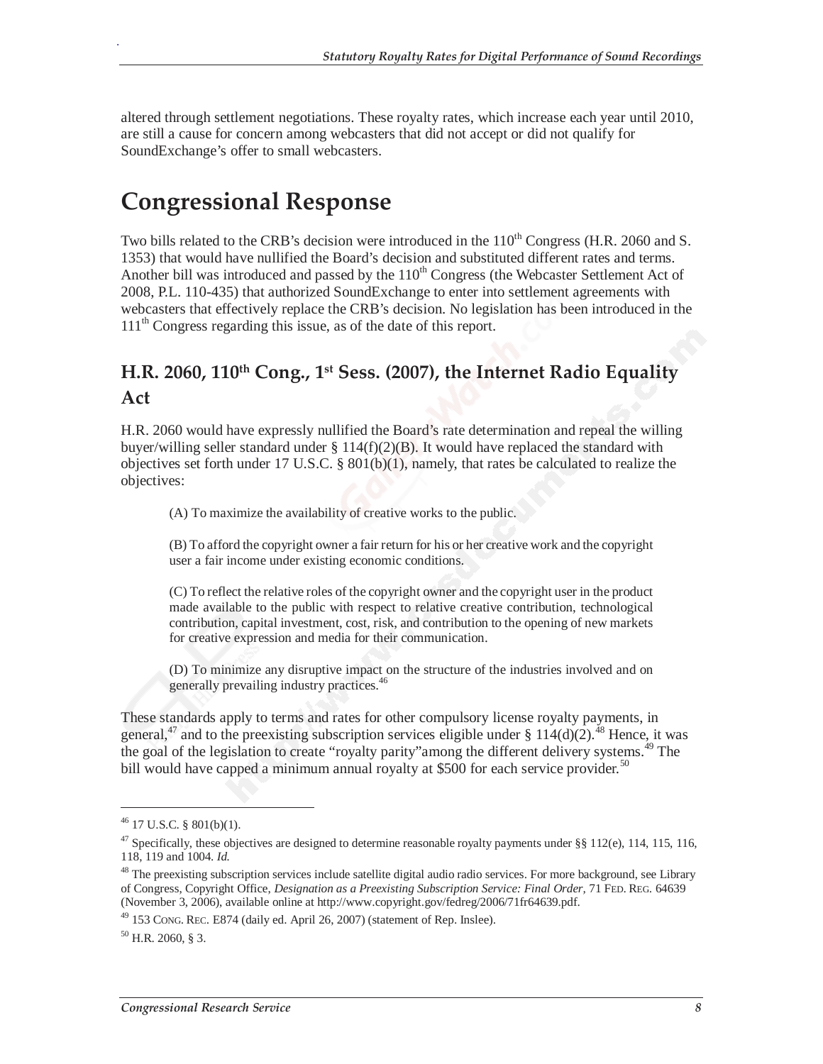altered through settlement negotiations. These royalty rates, which increase each year until 2010, are still a cause for concern among webcasters that did not accept or did not qualify for SoundExchange's offer to small webcasters.

# Congressional Response

Two bills related to the CRB's decision were introduced in the 110th Congress (H.R. 2060 and S. 1353) that would have nullified the Board's decision and substituted different rates and terms. Another bill was introduced and passed by the 110th Congress (the Webcaster Settlement Act of 2008, P.L. 110-435) that authorized SoundExchange to enter into settlement agreements with webcasters that effectively replace the CRB's decision. No legislation has been introduced in the 111th Congress regarding this issue, as of the date of this report.

## H.R. 2060, 110th Cong., 1st Sess. (2007), the Internet Radio Equality Act

H.R. 2060 would have expressly nullified the Board's rate determination and repeal the willing buyer/willing seller standard under § 114(f)(2)(B). It would have replaced the standard with objectives set forth under 17 U.S.C. § 801(b)(1), namely, that rates be calculated to realize the objectives:

> (A) To maximize the availability of creative works to the public.
>
> (B) To afford the copyright owner a fair return for his or her creative work and the copyright user a fair income under existing economic conditions.
>
> (C) To reflect the relative roles of the copyright owner and the copyright user in the product made available to the public with respect to relative creative contribution, technological contribution, capital investment, cost, risk, and contribution to the opening of new markets for creative expression and media for their communication.
>
> (D) To minimize any disruptive impact on the structure of the industries involved and on generally prevailing industry practices.[46]

These standards apply to terms and rates for other compulsory license royalty payments, in general,[47] and to the preexisting subscription services eligible under § 114(d)(2).[48] Hence, it was the goal of the legislation to create "royalty parity"among the different delivery systems.[49] The bill would have capped a minimum annual royalty at $500 for each service provider.[50]

---

[46] 17 U.S.C. § 801(b)(1).

[47] Specifically, these objectives are designed to determine reasonable royalty payments under §§ 112(e), 114, 115, 116, 118, 119 and 1004. *Id.*

[48] The preexisting subscription services include satellite digital audio radio services. For more background, see Library of Congress, Copyright Office, *Designation as a Preexisting Subscription Service: Final Order*, 71 FED. REG. 64639 (November 3, 2006), available online at http://www.copyright.gov/fedreg/2006/71fr64639.pdf.

[49] 153 CONG. REC. E874 (daily ed. April 26, 2007) (statement of Rep. Inslee).

[50] H.R. 2060, § 3.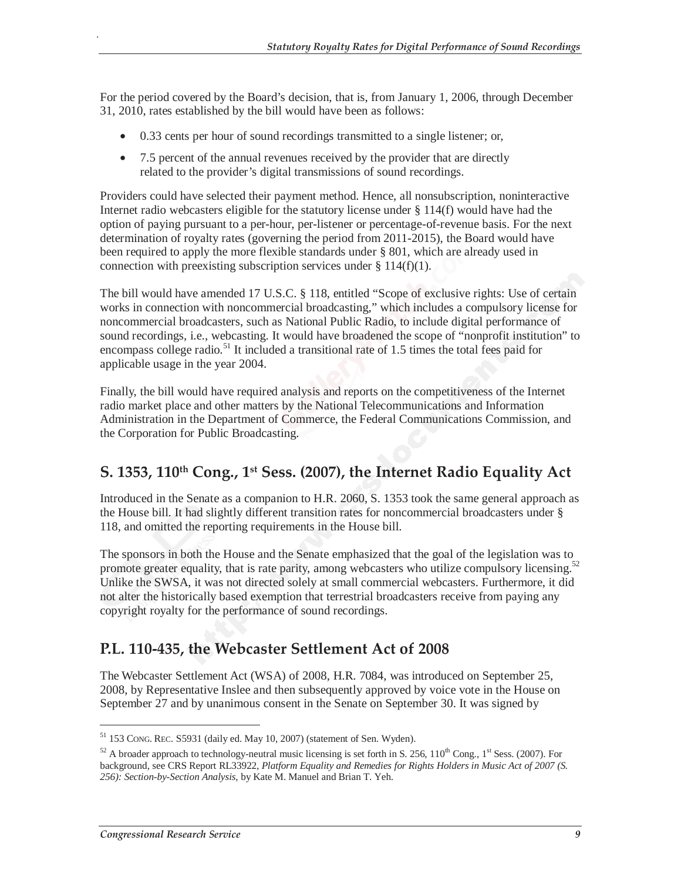For the period covered by the Board's decision, that is, from January 1, 2006, through December 31, 2010, rates established by the bill would have been as follows:

- 0.33 cents per hour of sound recordings transmitted to a single listener; or,
- 7.5 percent of the annual revenues received by the provider that are directly related to the provider's digital transmissions of sound recordings.

Providers could have selected their payment method. Hence, all nonsubscription, noninteractive Internet radio webcasters eligible for the statutory license under § 114(f) would have had the option of paying pursuant to a per-hour, per-listener or percentage-of-revenue basis. For the next determination of royalty rates (governing the period from 2011-2015), the Board would have been required to apply the more flexible standards under § 801, which are already used in connection with preexisting subscription services under § 114(f)(1).

The bill would have amended 17 U.S.C. § 118, entitled "Scope of exclusive rights: Use of certain works in connection with noncommercial broadcasting," which includes a compulsory license for noncommercial broadcasters, such as National Public Radio, to include digital performance of sound recordings, i.e., webcasting. It would have broadened the scope of "nonprofit institution" to encompass college radio.[51] It included a transitional rate of 1.5 times the total fees paid for applicable usage in the year 2004.

Finally, the bill would have required analysis and reports on the competitiveness of the Internet radio market place and other matters by the National Telecommunications and Information Administration in the Department of Commerce, the Federal Communications Commission, and the Corporation for Public Broadcasting.

## S. 1353, 110th Cong., 1st Sess. (2007), the Internet Radio Equality Act

Introduced in the Senate as a companion to H.R. 2060, S. 1353 took the same general approach as the House bill. It had slightly different transition rates for noncommercial broadcasters under § 118, and omitted the reporting requirements in the House bill.

The sponsors in both the House and the Senate emphasized that the goal of the legislation was to promote greater equality, that is rate parity, among webcasters who utilize compulsory licensing.[52] Unlike the SWSA, it was not directed solely at small commercial webcasters. Furthermore, it did not alter the historically based exemption that terrestrial broadcasters receive from paying any copyright royalty for the performance of sound recordings.

## P.L. 110-435, the Webcaster Settlement Act of 2008

The Webcaster Settlement Act (WSA) of 2008, H.R. 7084, was introduced on September 25, 2008, by Representative Inslee and then subsequently approved by voice vote in the House on September 27 and by unanimous consent in the Senate on September 30. It was signed by

---

[51] 153 CONG. REC. S5931 (daily ed. May 10, 2007) (statement of Sen. Wyden).

[52] A broader approach to technology-neutral music licensing is set forth in S. 256, 110th Cong., 1st Sess. (2007). For background, see CRS Report RL33922, *Platform Equality and Remedies for Rights Holders in Music Act of 2007 (S. 256): Section-by-Section Analysis*, by Kate M. Manuel and Brian T. Yeh.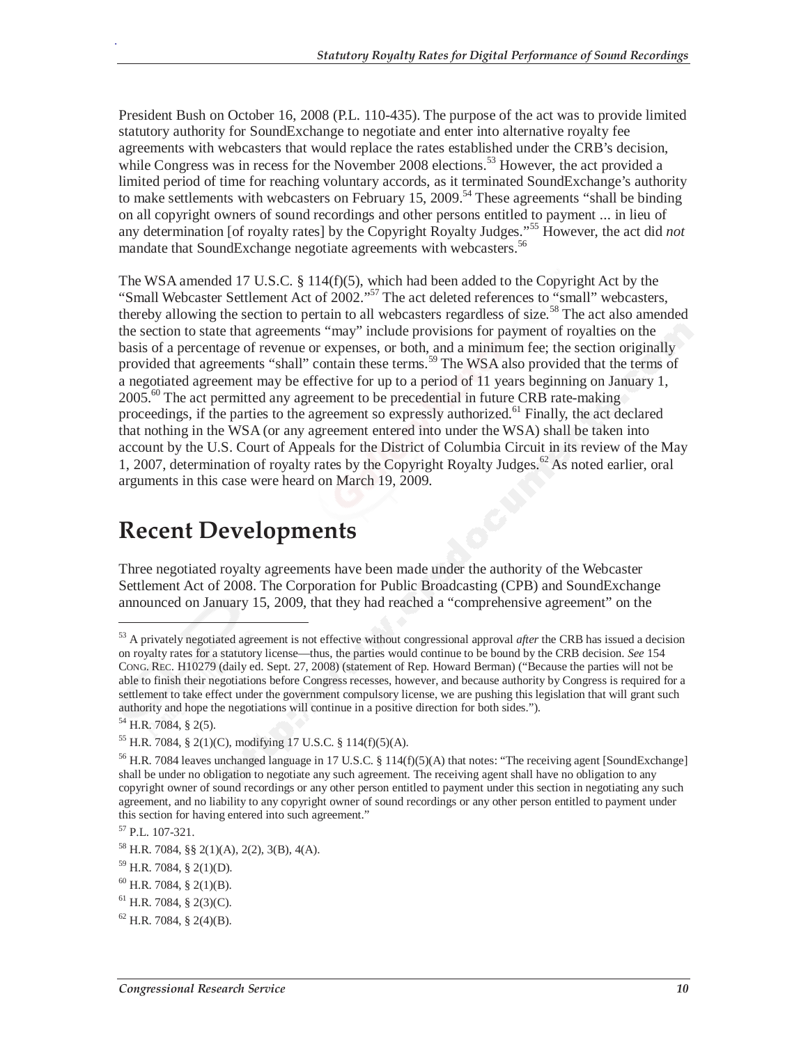President Bush on October 16, 2008 (P.L. 110-435). The purpose of the act was to provide limited statutory authority for SoundExchange to negotiate and enter into alternative royalty fee agreements with webcasters that would replace the rates established under the CRB's decision, while Congress was in recess for the November 2008 elections.[53] However, the act provided a limited period of time for reaching voluntary accords, as it terminated SoundExchange's authority to make settlements with webcasters on February 15, 2009.[54] These agreements "shall be binding on all copyright owners of sound recordings and other persons entitled to payment ... in lieu of any determination [of royalty rates] by the Copyright Royalty Judges."[55] However, the act did *not* mandate that SoundExchange negotiate agreements with webcasters.[56]

The WSA amended 17 U.S.C. § 114(f)(5), which had been added to the Copyright Act by the "Small Webcaster Settlement Act of 2002."[57] The act deleted references to "small" webcasters, thereby allowing the section to pertain to all webcasters regardless of size.[58] The act also amended the section to state that agreements "may" include provisions for payment of royalties on the basis of a percentage of revenue or expenses, or both, and a minimum fee; the section originally provided that agreements "shall" contain these terms.[59] The WSA also provided that the terms of a negotiated agreement may be effective for up to a period of 11 years beginning on January 1, 2005.[60] The act permitted any agreement to be precedential in future CRB rate-making proceedings, if the parties to the agreement so expressly authorized.[61] Finally, the act declared that nothing in the WSA (or any agreement entered into under the WSA) shall be taken into account by the U.S. Court of Appeals for the District of Columbia Circuit in its review of the May 1, 2007, determination of royalty rates by the Copyright Royalty Judges.[62] As noted earlier, oral arguments in this case were heard on March 19, 2009.

# Recent Developments

Three negotiated royalty agreements have been made under the authority of the Webcaster Settlement Act of 2008. The Corporation for Public Broadcasting (CPB) and SoundExchange announced on January 15, 2009, that they had reached a "comprehensive agreement" on the

---

[53] A privately negotiated agreement is not effective without congressional approval *after* the CRB has issued a decision on royalty rates for a statutory license—thus, the parties would continue to be bound by the CRB decision. *See* 154 CONG. REC. H10279 (daily ed. Sept. 27, 2008) (statement of Rep. Howard Berman) ("Because the parties will not be able to finish their negotiations before Congress recesses, however, and because authority by Congress is required for a settlement to take effect under the government compulsory license, we are pushing this legislation that will grant such authority and hope the negotiations will continue in a positive direction for both sides.").

[54] H.R. 7084, § 2(5).

[55] H.R. 7084, § 2(1)(C), modifying 17 U.S.C. § 114(f)(5)(A).

[56] H.R. 7084 leaves unchanged language in 17 U.S.C. § 114(f)(5)(A) that notes: "The receiving agent [SoundExchange] shall be under no obligation to negotiate any such agreement. The receiving agent shall have no obligation to any copyright owner of sound recordings or any other person entitled to payment under this section in negotiating any such agreement, and no liability to any copyright owner of sound recordings or any other person entitled to payment under this section for having entered into such agreement."

[57] P.L. 107-321.

[58] H.R. 7084, §§ 2(1)(A), 2(2), 3(B), 4(A).

[59] H.R. 7084, § 2(1)(D).

[60] H.R. 7084, § 2(1)(B).

[61] H.R. 7084, § 2(3)(C).

[62] H.R. 7084, § 2(4)(B).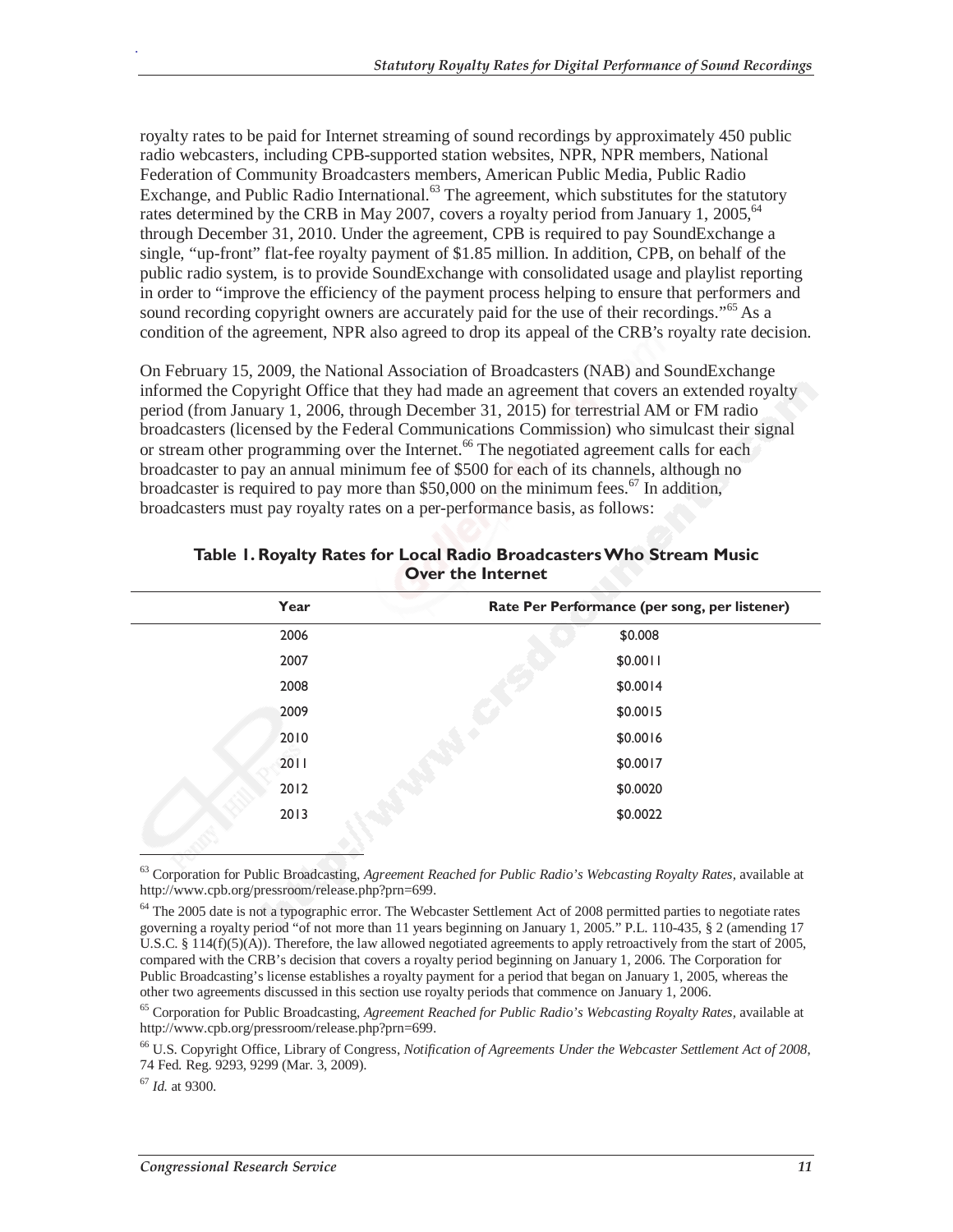royalty rates to be paid for Internet streaming of sound recordings by approximately 450 public radio webcasters, including CPB-supported station websites, NPR, NPR members, National Federation of Community Broadcasters members, American Public Media, Public Radio Exchange, and Public Radio International.[63] The agreement, which substitutes for the statutory rates determined by the CRB in May 2007, covers a royalty period from January 1, 2005,[64] through December 31, 2010. Under the agreement, CPB is required to pay SoundExchange a single, "up-front" flat-fee royalty payment of $1.85 million. In addition, CPB, on behalf of the public radio system, is to provide SoundExchange with consolidated usage and playlist reporting in order to "improve the efficiency of the payment process helping to ensure that performers and sound recording copyright owners are accurately paid for the use of their recordings."[65] As a condition of the agreement, NPR also agreed to drop its appeal of the CRB's royalty rate decision.

On February 15, 2009, the National Association of Broadcasters (NAB) and SoundExchange informed the Copyright Office that they had made an agreement that covers an extended royalty period (from January 1, 2006, through December 31, 2015) for terrestrial AM or FM radio broadcasters (licensed by the Federal Communications Commission) who simulcast their signal or stream other programming over the Internet.[66] The negotiated agreement calls for each broadcaster to pay an annual minimum fee of $500 for each of its channels, although no broadcaster is required to pay more than $50,000 on the minimum fees.[67] In addition, broadcasters must pay royalty rates on a per-performance basis, as follows:

**Table 1. Royalty Rates for Local Radio Broadcasters Who Stream Music Over the Internet**

| Year | Rate Per Performance (per song, per listener) |
|---|---|
| 2006 | $0.008 |
| 2007 | $0.0011 |
| 2008 | $0.0014 |
| 2009 | $0.0015 |
| 2010 | $0.0016 |
| 2011 | $0.0017 |
| 2012 | $0.0020 |
| 2013 | $0.0022 |

[63] Corporation for Public Broadcasting, *Agreement Reached for Public Radio's Webcasting Royalty Rates*, available at http://www.cpb.org/pressroom/release.php?prn=699.

[64] The 2005 date is not a typographic error. The Webcaster Settlement Act of 2008 permitted parties to negotiate rates governing a royalty period "of not more than 11 years beginning on January 1, 2005." P.L. 110-435, § 2 (amending 17 U.S.C. § 114(f)(5)(A)). Therefore, the law allowed negotiated agreements to apply retroactively from the start of 2005, compared with the CRB's decision that covers a royalty period beginning on January 1, 2006. The Corporation for Public Broadcasting's license establishes a royalty payment for a period that began on January 1, 2005, whereas the other two agreements discussed in this section use royalty periods that commence on January 1, 2006.

[65] Corporation for Public Broadcasting, *Agreement Reached for Public Radio's Webcasting Royalty Rates*, available at http://www.cpb.org/pressroom/release.php?prn=699.

[66] U.S. Copyright Office, Library of Congress, *Notification of Agreements Under the Webcaster Settlement Act of 2008*, 74 Fed. Reg. 9293, 9299 (Mar. 3, 2009).

[67] *Id.* at 9300.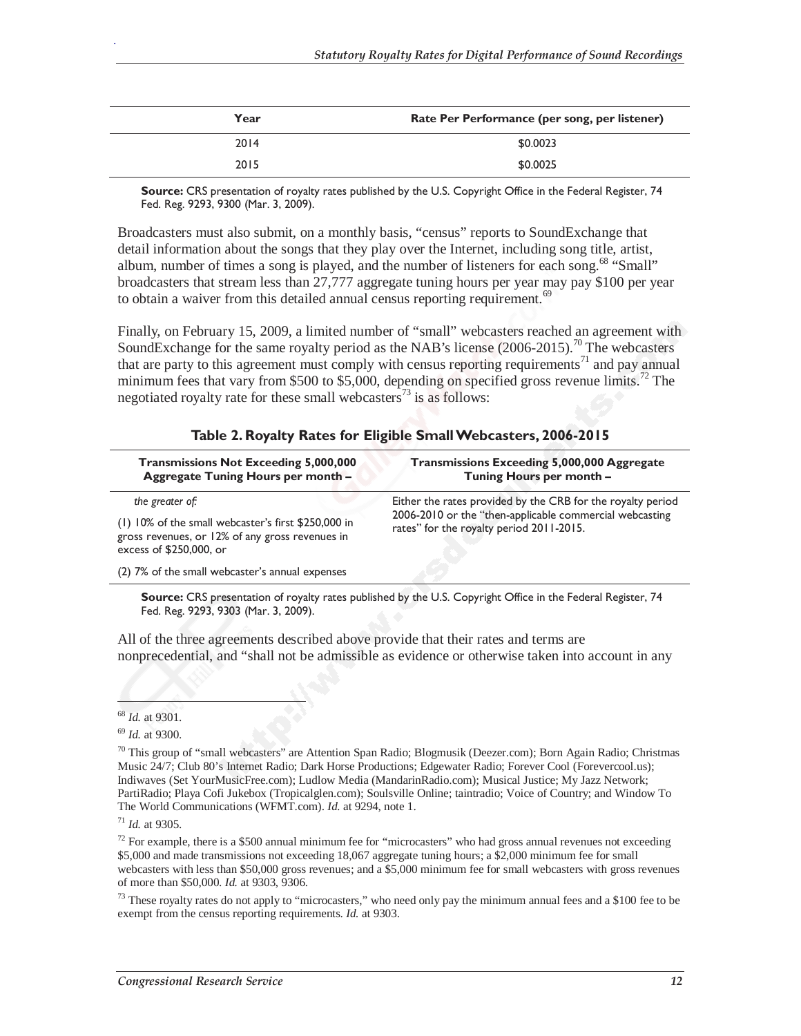| Year | Rate Per Performance (per song, per listener) |
| --- | --- |
| 2014 | $0.0023 |
| 2015 | $0.0025 |

**Source:** CRS presentation of royalty rates published by the U.S. Copyright Office in the Federal Register, 74 Fed. Reg. 9293, 9300 (Mar. 3, 2009).

Broadcasters must also submit, on a monthly basis, "census" reports to SoundExchange that detail information about the songs that they play over the Internet, including song title, artist, album, number of times a song is played, and the number of listeners for each song.[68] "Small" broadcasters that stream less than 27,777 aggregate tuning hours per year may pay $100 per year to obtain a waiver from this detailed annual census reporting requirement.[69]

Finally, on February 15, 2009, a limited number of "small" webcasters reached an agreement with SoundExchange for the same royalty period as the NAB's license (2006-2015).[70] The webcasters that are party to this agreement must comply with census reporting requirements[71] and pay annual minimum fees that vary from $500 to $5,000, depending on specified gross revenue limits.[72] The negotiated royalty rate for these small webcasters[73] is as follows:

**Table 2. Royalty Rates for Eligible Small Webcasters, 2006-2015**

| Transmissions Not Exceeding 5,000,000 Aggregate Tuning Hours per month – | Transmissions Exceeding 5,000,000 Aggregate Tuning Hours per month – |
| --- | --- |
| *the greater of:* (1) 10% of the small webcaster's first $250,000 in gross revenues, or 12% of any gross revenues in excess of $250,000, or (2) 7% of the small webcaster's annual expenses | Either the rates provided by the CRB for the royalty period 2006-2010 or the "then-applicable commercial webcasting rates" for the royalty period 2011-2015. |

**Source:** CRS presentation of royalty rates published by the U.S. Copyright Office in the Federal Register, 74 Fed. Reg. 9293, 9303 (Mar. 3, 2009).

All of the three agreements described above provide that their rates and terms are nonprecedential, and "shall not be admissible as evidence or otherwise taken into account in any

---

[68] *Id.* at 9301.

[69] *Id.* at 9300.

[70] This group of "small webcasters" are Attention Span Radio; Blogmusik (Deezer.com); Born Again Radio; Christmas Music 24/7; Club 80's Internet Radio; Dark Horse Productions; Edgewater Radio; Forever Cool (Forevercool.us); Indiwaves (Set YourMusicFree.com); Ludlow Media (MandarinRadio.com); Musical Justice; My Jazz Network; PartiRadio; Playa Cofi Jukebox (Tropicalglen.com); Soulsville Online; taintradio; Voice of Country; and Window To The World Communications (WFMT.com). *Id.* at 9294, note 1.

[71] *Id.* at 9305.

[72] For example, there is a $500 annual minimum fee for "microcasters" who had gross annual revenues not exceeding $5,000 and made transmissions not exceeding 18,067 aggregate tuning hours; a $2,000 minimum fee for small webcasters with less than $50,000 gross revenues; and a $5,000 minimum fee for small webcasters with gross revenues of more than $50,000. *Id.* at 9303, 9306.

[73] These royalty rates do not apply to "microcasters," who need only pay the minimum annual fees and a $100 fee to be exempt from the census reporting requirements. *Id.* at 9303.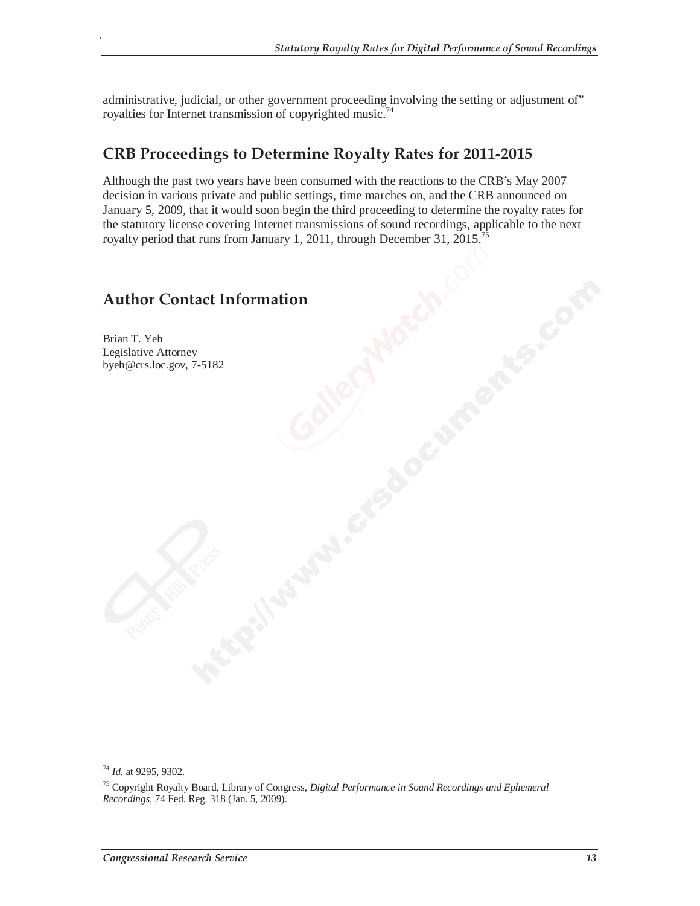administrative, judicial, or other government proceeding involving the setting or adjustment of" royalties for Internet transmission of copyrighted music.[74]

## CRB Proceedings to Determine Royalty Rates for 2011-2015

Although the past two years have been consumed with the reactions to the CRB's May 2007 decision in various private and public settings, time marches on, and the CRB announced on January 5, 2009, that it would soon begin the third proceeding to determine the royalty rates for the statutory license covering Internet transmissions of sound recordings, applicable to the next royalty period that runs from January 1, 2011, through December 31, 2015.[75]

## Author Contact Information

Brian T. Yeh
Legislative Attorney
byeh@crs.loc.gov, 7-5182

---

[74] *Id.* at 9295, 9302.

[75] Copyright Royalty Board, Library of Congress, *Digital Performance in Sound Recordings and Ephemeral Recordings*, 74 Fed. Reg. 318 (Jan. 5, 2009).